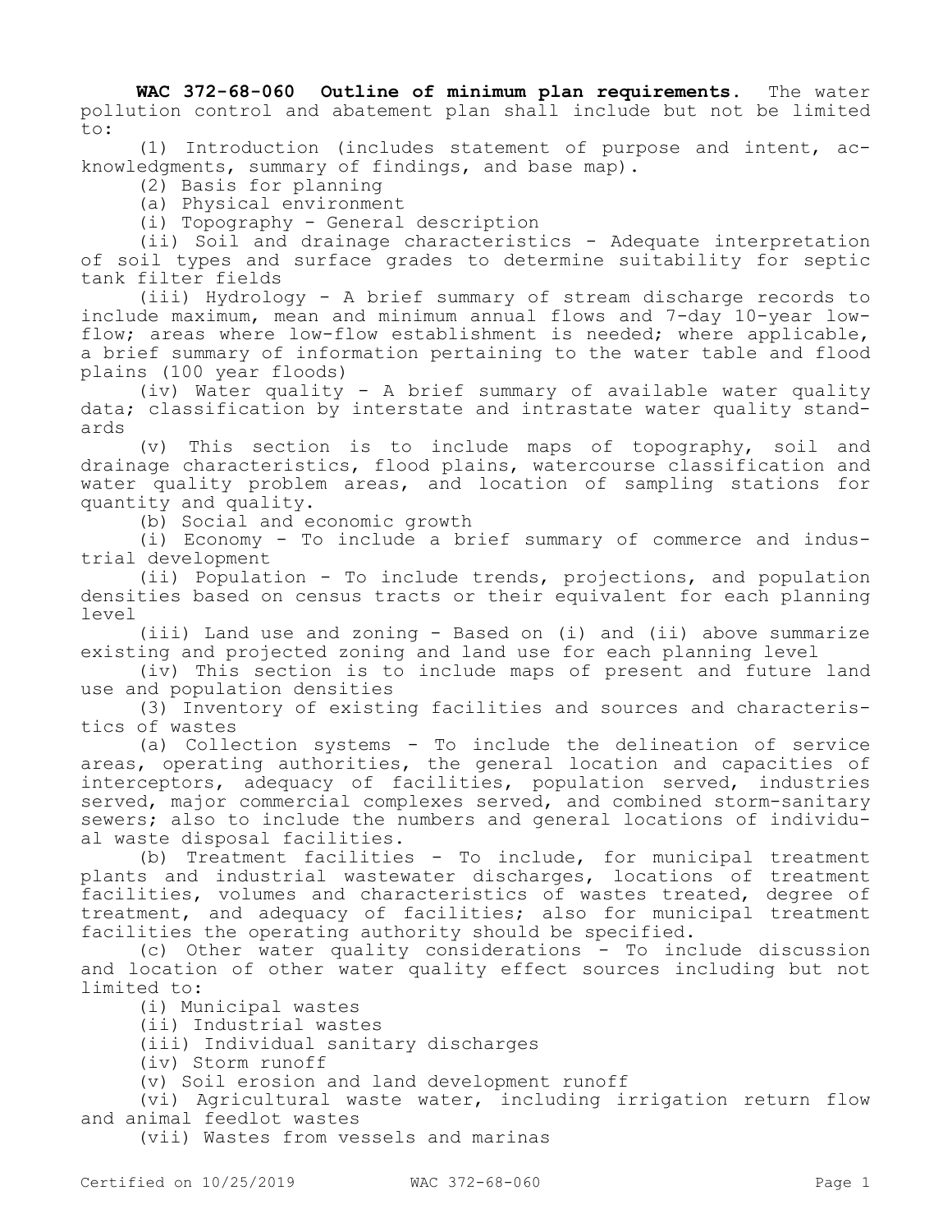**WAC 372-68-060 Outline of minimum plan requirements.** The water pollution control and abatement plan shall include but not be limited to:

(1) Introduction (includes statement of purpose and intent, acknowledgments, summary of findings, and base map).

(2) Basis for planning

(a) Physical environment

(i) Topography - General description

(ii) Soil and drainage characteristics - Adequate interpretation of soil types and surface grades to determine suitability for septic tank filter fields

(iii) Hydrology - A brief summary of stream discharge records to include maximum, mean and minimum annual flows and 7-day 10-year low-flow; areas where low-flow establishment is needed; where applicable, a brief summary of information pertaining to the water table and flood plains (100 year floods)

(iv) Water quality - A brief summary of available water quality data; classification by interstate and intrastate water quality standards

(v) This section is to include maps of topography, soil and drainage characteristics, flood plains, watercourse classification and water quality problem areas, and location of sampling stations for quantity and quality.

(b) Social and economic growth

(i) Economy - To include a brief summary of commerce and industrial development

(ii) Population - To include trends, projections, and population densities based on census tracts or their equivalent for each planning level

(iii) Land use and zoning - Based on (i) and (ii) above summarize existing and projected zoning and land use for each planning level

(iv) This section is to include maps of present and future land use and population densities

(3) Inventory of existing facilities and sources and characteristics of wastes

(a) Collection systems - To include the delineation of service areas, operating authorities, the general location and capacities of interceptors, adequacy of facilities, population served, industries served, major commercial complexes served, and combined storm-sanitary sewers; also to include the numbers and general locations of individual waste disposal facilities.

(b) Treatment facilities - To include, for municipal treatment plants and industrial wastewater discharges, locations of treatment facilities, volumes and characteristics of wastes treated, degree of treatment, and adequacy of facilities; also for municipal treatment facilities the operating authority should be specified.

(c) Other water quality considerations - To include discussion and location of other water quality effect sources including but not limited to:

(i) Municipal wastes

(ii) Industrial wastes

(iii) Individual sanitary discharges

(iv) Storm runoff

(v) Soil erosion and land development runoff

(vi) Agricultural waste water, including irrigation return flow and animal feedlot wastes

(vii) Wastes from vessels and marinas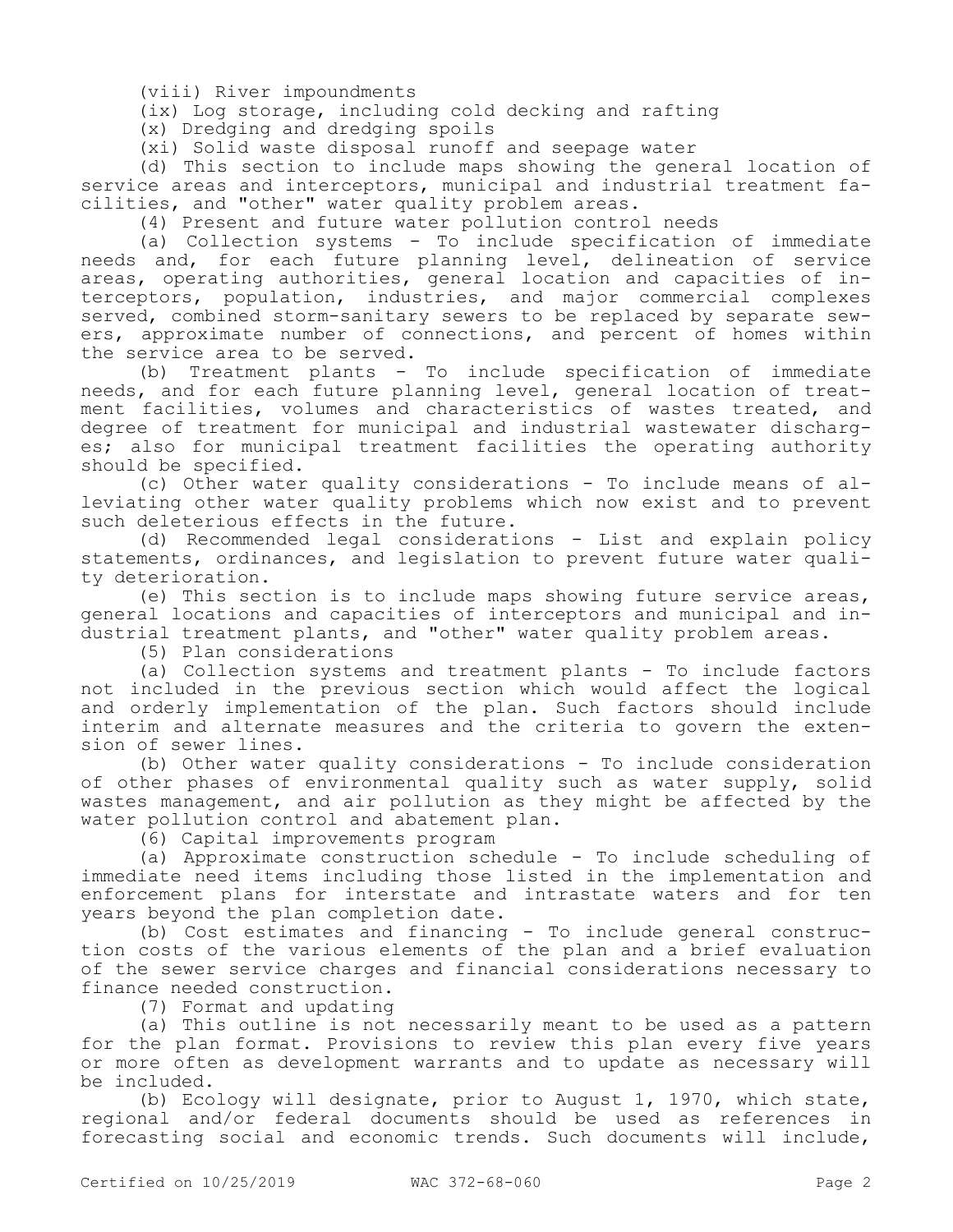(viii) River impoundments

(ix) Log storage, including cold decking and rafting

(x) Dredging and dredging spoils

(xi) Solid waste disposal runoff and seepage water

(d) This section to include maps showing the general location of service areas and interceptors, municipal and industrial treatment facilities, and "other" water quality problem areas.

(4) Present and future water pollution control needs

(a) Collection systems - To include specification of immediate needs and, for each future planning level, delineation of service areas, operating authorities, general location and capacities of interceptors, population, industries, and major commercial complexes served, combined storm-sanitary sewers to be replaced by separate sewers, approximate number of connections, and percent of homes within the service area to be served.

(b) Treatment plants - To include specification of immediate needs, and for each future planning level, general location of treatment facilities, volumes and characteristics of wastes treated, and degree of treatment for municipal and industrial wastewater discharges; also for municipal treatment facilities the operating authority should be specified.

(c) Other water quality considerations - To include means of alleviating other water quality problems which now exist and to prevent such deleterious effects in the future.

(d) Recommended legal considerations - List and explain policy statements, ordinances, and legislation to prevent future water quality deterioration.

(e) This section is to include maps showing future service areas, general locations and capacities of interceptors and municipal and industrial treatment plants, and "other" water quality problem areas.

(5) Plan considerations

(a) Collection systems and treatment plants - To include factors not included in the previous section which would affect the logical and orderly implementation of the plan. Such factors should include interim and alternate measures and the criteria to govern the extension of sewer lines.

(b) Other water quality considerations - To include consideration of other phases of environmental quality such as water supply, solid wastes management, and air pollution as they might be affected by the water pollution control and abatement plan.

(6) Capital improvements program

(a) Approximate construction schedule - To include scheduling of immediate need items including those listed in the implementation and enforcement plans for interstate and intrastate waters and for ten years beyond the plan completion date.

(b) Cost estimates and financing - To include general construction costs of the various elements of the plan and a brief evaluation of the sewer service charges and financial considerations necessary to finance needed construction.

(7) Format and updating

(a) This outline is not necessarily meant to be used as a pattern for the plan format. Provisions to review this plan every five years or more often as development warrants and to update as necessary will be included.

(b) Ecology will designate, prior to August 1, 1970, which state, regional and/or federal documents should be used as references in forecasting social and economic trends. Such documents will include,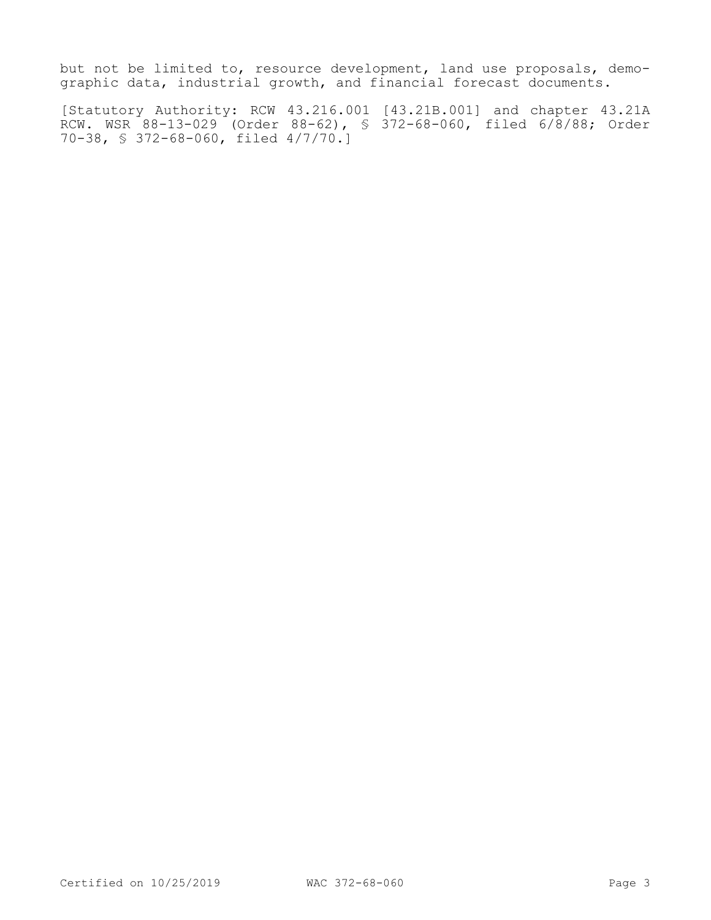but not be limited to, resource development, land use proposals, demographic data, industrial growth, and financial forecast documents.

[Statutory Authority: RCW 43.216.001 [43.21B.001] and chapter 43.21A RCW. WSR 88-13-029 (Order 88-62), § 372-68-060, filed 6/8/88; Order 70-38, § 372-68-060, filed 4/7/70.]